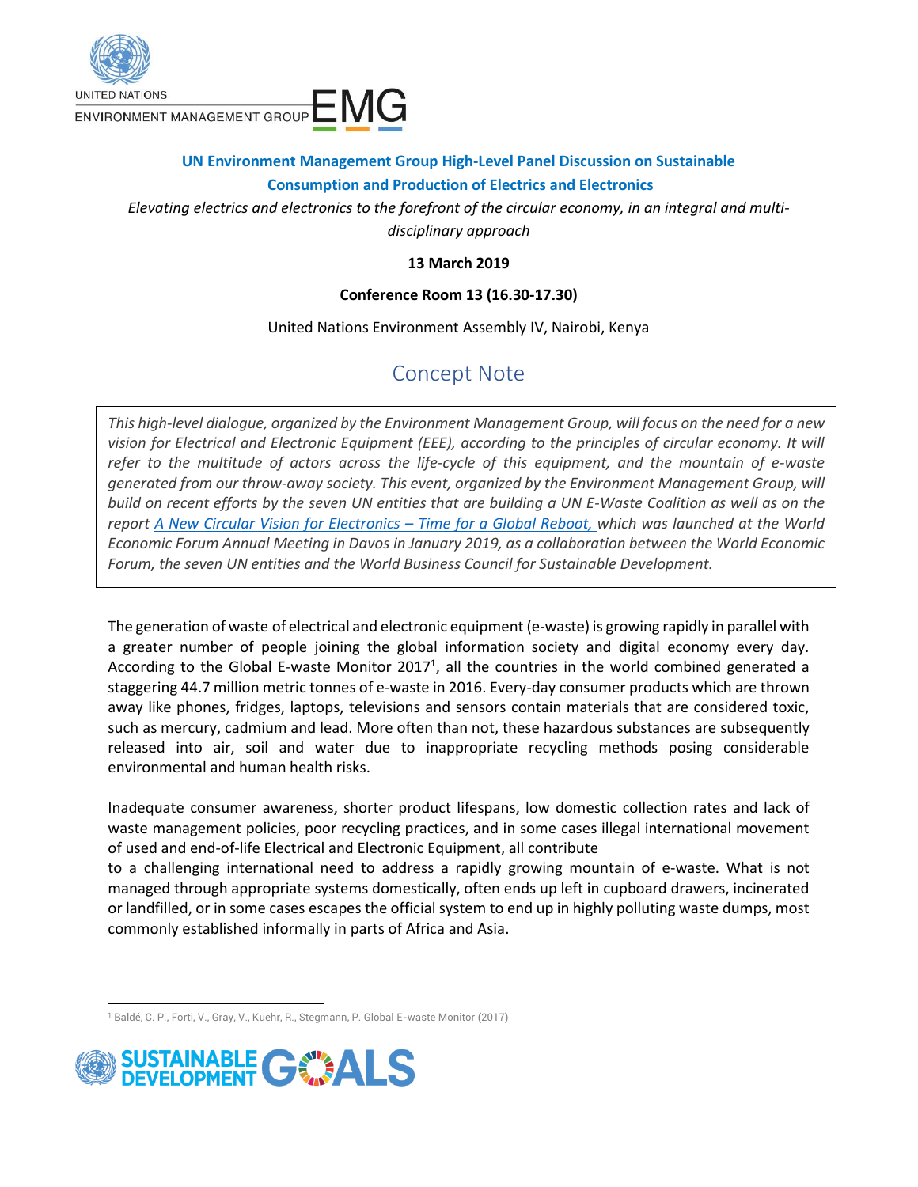UNITED NATIONS
ENVIRONMENT MANAGEMENT GROUP EMG

## UN Environment Management Group High-Level Panel Discussion on Sustainable Consumption and Production of Electrics and Electronics

*Elevating electrics and electronics to the forefront of the circular economy, in an integral and multi-disciplinary approach*

**13 March 2019**

**Conference Room 13 (16.30-17.30)**

United Nations Environment Assembly IV, Nairobi, Kenya

# Concept Note

*This high-level dialogue, organized by the Environment Management Group, will focus on the need for a new vision for Electrical and Electronic Equipment (EEE), according to the principles of circular economy. It will refer to the multitude of actors across the life-cycle of this equipment, and the mountain of e-waste generated from our throw-away society. This event, organized by the Environment Management Group, will build on recent efforts by the seven UN entities that are building a UN E-Waste Coalition as well as on the report A New Circular Vision for Electronics – Time for a Global Reboot, which was launched at the World Economic Forum Annual Meeting in Davos in January 2019, as a collaboration between the World Economic Forum, the seven UN entities and the World Business Council for Sustainable Development.*

The generation of waste of electrical and electronic equipment (e-waste) is growing rapidly in parallel with a greater number of people joining the global information society and digital economy every day. According to the Global E-waste Monitor 2017[1], all the countries in the world combined generated a staggering 44.7 million metric tonnes of e-waste in 2016. Every-day consumer products which are thrown away like phones, fridges, laptops, televisions and sensors contain materials that are considered toxic, such as mercury, cadmium and lead. More often than not, these hazardous substances are subsequently released into air, soil and water due to inappropriate recycling methods posing considerable environmental and human health risks.

Inadequate consumer awareness, shorter product lifespans, low domestic collection rates and lack of waste management policies, poor recycling practices, and in some cases illegal international movement of used and end-of-life Electrical and Electronic Equipment, all contribute to a challenging international need to address a rapidly growing mountain of e-waste. What is not managed through appropriate systems domestically, often ends up left in cupboard drawers, incinerated or landfilled, or in some cases escapes the official system to end up in highly polluting waste dumps, most commonly established informally in parts of Africa and Asia.

[1] Baldé, C. P., Forti, V., Gray, V., Kuehr, R., Stegmann, P. Global E-waste Monitor (2017)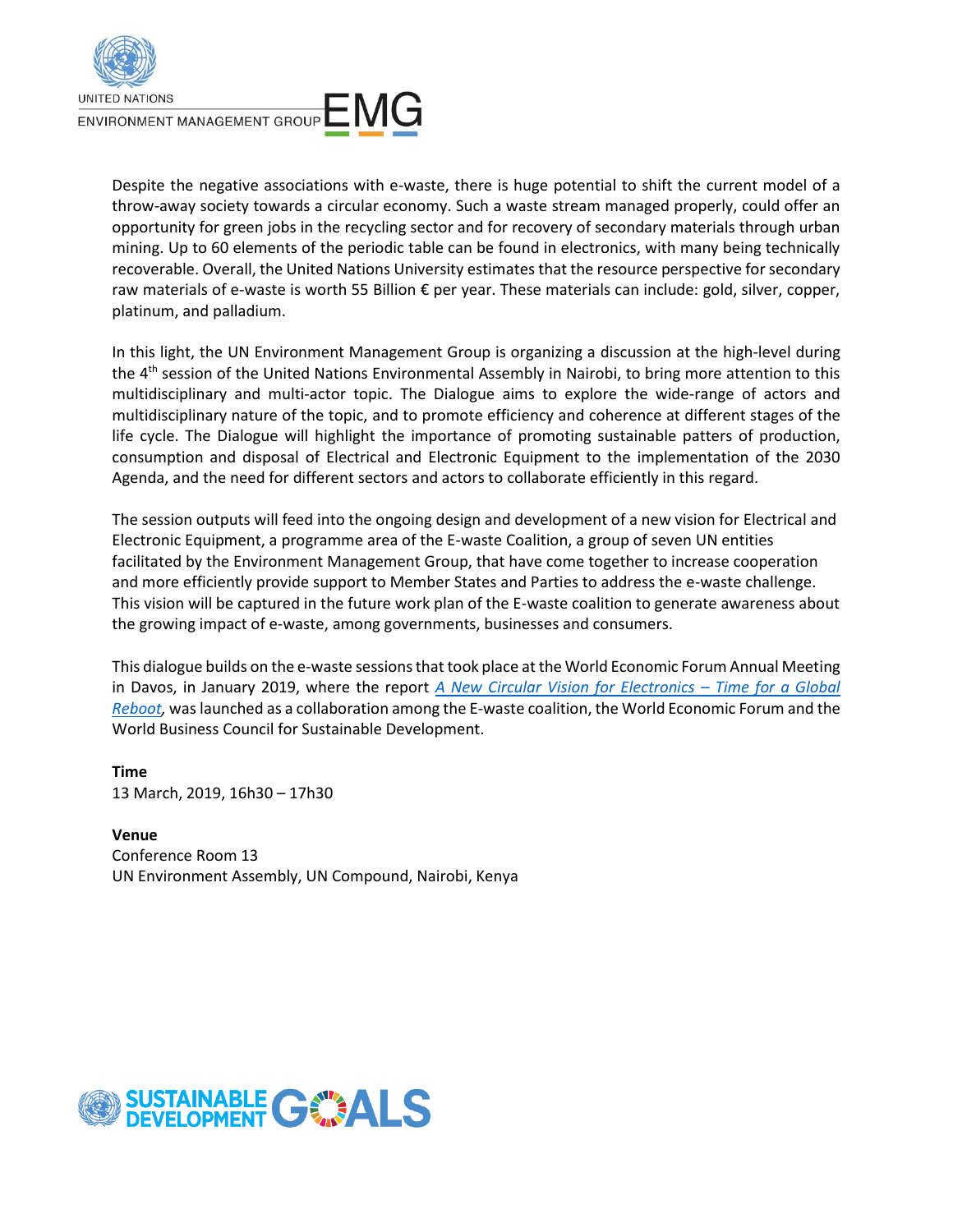Despite the negative associations with e-waste, there is huge potential to shift the current model of a throw-away society towards a circular economy. Such a waste stream managed properly, could offer an opportunity for green jobs in the recycling sector and for recovery of secondary materials through urban mining. Up to 60 elements of the periodic table can be found in electronics, with many being technically recoverable. Overall, the United Nations University estimates that the resource perspective for secondary raw materials of e-waste is worth 55 Billion € per year. These materials can include: gold, silver, copper, platinum, and palladium.

In this light, the UN Environment Management Group is organizing a discussion at the high-level during the 4th session of the United Nations Environmental Assembly in Nairobi, to bring more attention to this multidisciplinary and multi-actor topic. The Dialogue aims to explore the wide-range of actors and multidisciplinary nature of the topic, and to promote efficiency and coherence at different stages of the life cycle. The Dialogue will highlight the importance of promoting sustainable patters of production, consumption and disposal of Electrical and Electronic Equipment to the implementation of the 2030 Agenda, and the need for different sectors and actors to collaborate efficiently in this regard.

The session outputs will feed into the ongoing design and development of a new vision for Electrical and Electronic Equipment, a programme area of the E-waste Coalition, a group of seven UN entities facilitated by the Environment Management Group, that have come together to increase cooperation and more efficiently provide support to Member States and Parties to address the e-waste challenge. This vision will be captured in the future work plan of the E-waste coalition to generate awareness about the growing impact of e-waste, among governments, businesses and consumers.

This dialogue builds on the e-waste sessions that took place at the World Economic Forum Annual Meeting in Davos, in January 2019, where the report *A New Circular Vision for Electronics – Time for a Global Reboot*, was launched as a collaboration among the E-waste coalition, the World Economic Forum and the World Business Council for Sustainable Development.

**Time**
13 March, 2019, 16h30 – 17h30

**Venue**
Conference Room 13
UN Environment Assembly, UN Compound, Nairobi, Kenya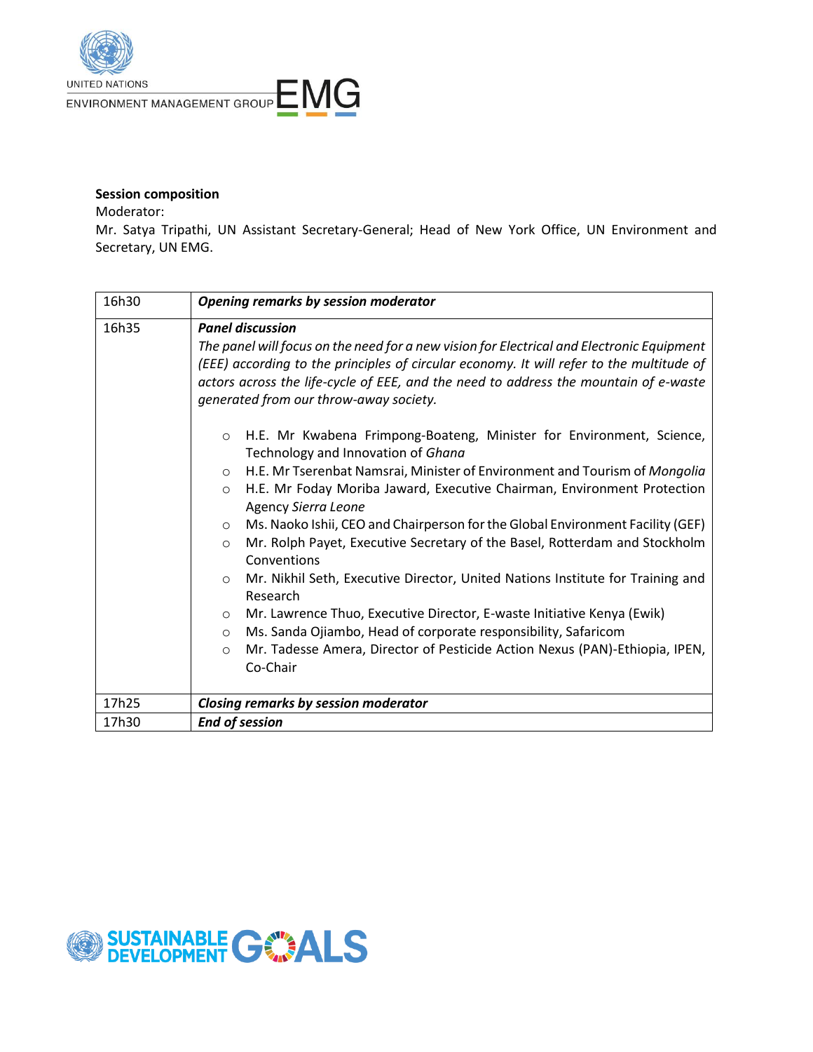**Session composition**

Moderator:

Mr. Satya Tripathi, UN Assistant Secretary-General; Head of New York Office, UN Environment and Secretary, UN EMG.

| | |
|---|---|
| 16h30 | ***Opening remarks by session moderator*** |
| 16h35 | ***Panel discussion*** <br> *The panel will focus on the need for a new vision for Electrical and Electronic Equipment (EEE) according to the principles of circular economy. It will refer to the multitude of actors across the life-cycle of EEE, and the need to address the mountain of e-waste generated from our throw-away society.* <br><br> ○ H.E. Mr Kwabena Frimpong-Boateng, Minister for Environment, Science, Technology and Innovation of *Ghana* <br> ○ H.E. Mr Tserenbat Namsrai, Minister of Environment and Tourism of *Mongolia* <br> ○ H.E. Mr Foday Moriba Jaward, Executive Chairman, Environment Protection Agency *Sierra Leone* <br> ○ Ms. Naoko Ishii, CEO and Chairperson for the Global Environment Facility (GEF) <br> ○ Mr. Rolph Payet, Executive Secretary of the Basel, Rotterdam and Stockholm Conventions <br> ○ Mr. Nikhil Seth, Executive Director, United Nations Institute for Training and Research <br> ○ Mr. Lawrence Thuo, Executive Director, E-waste Initiative Kenya (Ewik) <br> ○ Ms. Sanda Ojiambo, Head of corporate responsibility, Safaricom <br> ○ Mr. Tadesse Amera, Director of Pesticide Action Nexus (PAN)-Ethiopia, IPEN, Co-Chair |
| 17h25 | ***Closing remarks by session moderator*** |
| 17h30 | ***End of session*** |